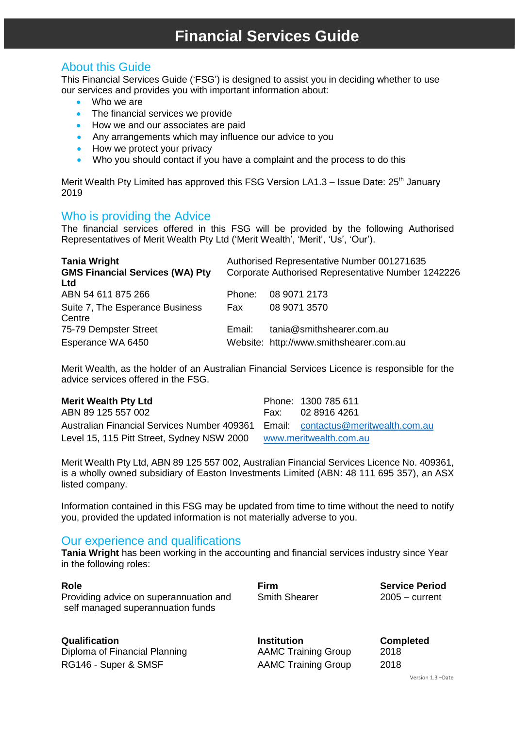# Financial Services Guide

## About this Guide

This Financial Services Guide ('FSG') is designed to assist you in deciding whether to use our services and provides you with important information about:

- Who we are
- The financial services we provide
- How we and our associates are paid
- Any arrangements which may influence our advice to you
- How we protect your privacy
- Who you should contact if you have a complaint and the process to do this

Merit Wealth Pty Limited has approved this FSG Version LA1.3 – Issue Date: 25th January 2019

## Who is providing the Advice

The financial services offered in this FSG will be provided by the following Authorised Representatives of Merit Wealth Pty Ltd ('Merit Wealth', 'Merit', 'Us', 'Our').

| | |
|---|---|
| **Tania Wright** | Authorised Representative Number 001271635 |
| **GMS Financial Services (WA) Pty Ltd** | Corporate Authorised Representative Number 1242226 |
| ABN 54 611 875 266 | Phone: 08 9071 2173 |
| Suite 7, The Esperance Business Centre | Fax 08 9071 3570 |
| 75-79 Dempster Street | Email: tania@smithshearer.com.au |
| Esperance WA 6450 | Website: http://www.smithshearer.com.au |

Merit Wealth, as the holder of an Australian Financial Services Licence is responsible for the advice services offered in the FSG.

| | |
|---|---|
| **Merit Wealth Pty Ltd** | Phone: 1300 785 611 |
| ABN 89 125 557 002 | Fax: 02 8916 4261 |
| Australian Financial Services Number 409361 | Email: contactus@meritwealth.com.au |
| Level 15, 115 Pitt Street, Sydney NSW 2000 | www.meritwealth.com.au |

Merit Wealth Pty Ltd, ABN 89 125 557 002, Australian Financial Services Licence No. 409361, is a wholly owned subsidiary of Easton Investments Limited (ABN: 48 111 695 357), an ASX listed company.

Information contained in this FSG may be updated from time to time without the need to notify you, provided the updated information is not materially adverse to you.

## Our experience and qualifications

**Tania Wright** has been working in the accounting and financial services industry since Year in the following roles:

| Role | Firm | Service Period |
|---|---|---|
| Providing advice on superannuation and self managed superannuation funds | Smith Shearer | 2005 – current |

| Qualification | Institution | Completed |
|---|---|---|
| Diploma of Financial Planning | AAMC Training Group | 2018 |
| RG146 - Super & SMSF | AAMC Training Group | 2018 |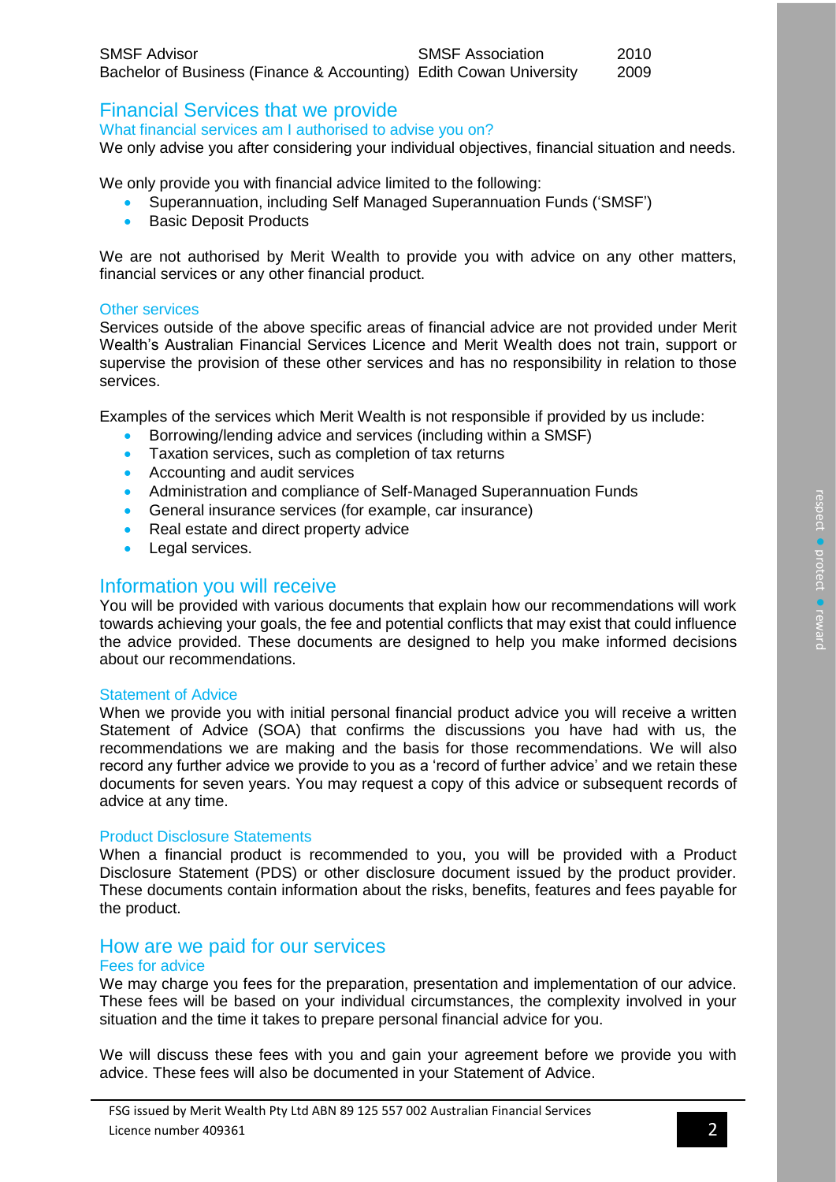| | | |
|---|---|---|
| SMSF Advisor | SMSF Association | 2010 |
| Bachelor of Business (Finance & Accounting) | Edith Cowan University | 2009 |

## Financial Services that we provide

### What financial services am I authorised to advise you on?

We only advise you after considering your individual objectives, financial situation and needs.

We only provide you with financial advice limited to the following:

- Superannuation, including Self Managed Superannuation Funds ('SMSF')
- Basic Deposit Products

We are not authorised by Merit Wealth to provide you with advice on any other matters, financial services or any other financial product.

### Other services

Services outside of the above specific areas of financial advice are not provided under Merit Wealth's Australian Financial Services Licence and Merit Wealth does not train, support or supervise the provision of these other services and has no responsibility in relation to those services.

Examples of the services which Merit Wealth is not responsible if provided by us include:

- Borrowing/lending advice and services (including within a SMSF)
- Taxation services, such as completion of tax returns
- Accounting and audit services
- Administration and compliance of Self-Managed Superannuation Funds
- General insurance services (for example, car insurance)
- Real estate and direct property advice
- Legal services.

## Information you will receive

You will be provided with various documents that explain how our recommendations will work towards achieving your goals, the fee and potential conflicts that may exist that could influence the advice provided. These documents are designed to help you make informed decisions about our recommendations.

### Statement of Advice

When we provide you with initial personal financial product advice you will receive a written Statement of Advice (SOA) that confirms the discussions you have had with us, the recommendations we are making and the basis for those recommendations. We will also record any further advice we provide to you as a 'record of further advice' and we retain these documents for seven years. You may request a copy of this advice or subsequent records of advice at any time.

### Product Disclosure Statements

When a financial product is recommended to you, you will be provided with a Product Disclosure Statement (PDS) or other disclosure document issued by the product provider. These documents contain information about the risks, benefits, features and fees payable for the product.

## How are we paid for our services

### Fees for advice

We may charge you fees for the preparation, presentation and implementation of our advice. These fees will be based on your individual circumstances, the complexity involved in your situation and the time it takes to prepare personal financial advice for you.

We will discuss these fees with you and gain your agreement before we provide you with advice. These fees will also be documented in your Statement of Advice.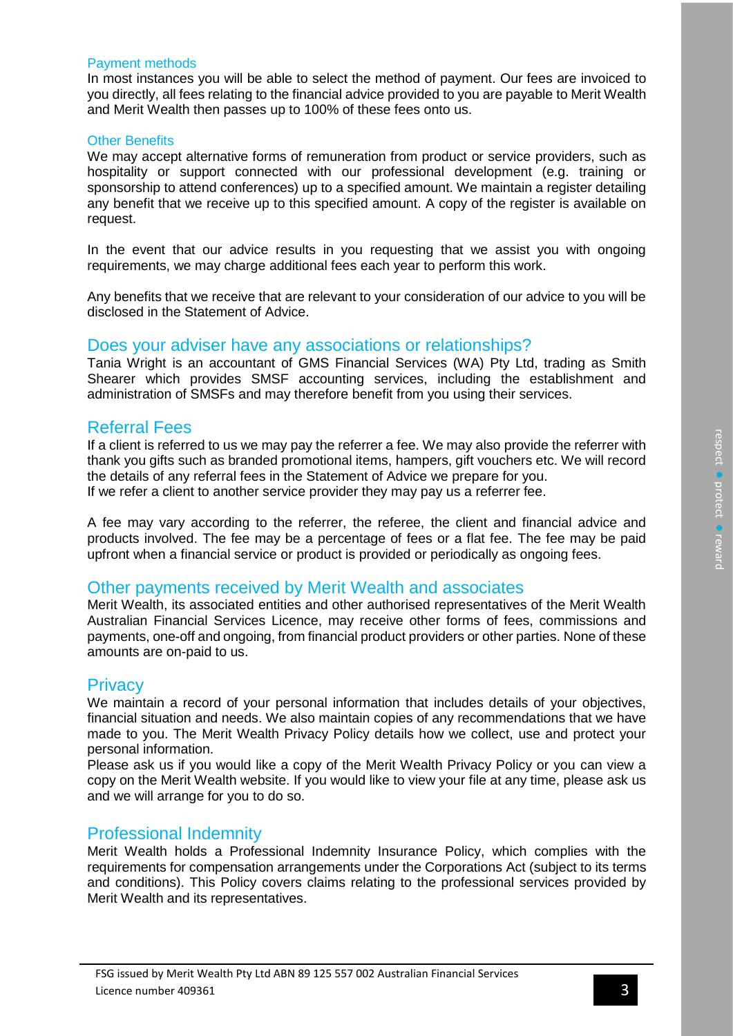### Payment methods

In most instances you will be able to select the method of payment. Our fees are invoiced to you directly, all fees relating to the financial advice provided to you are payable to Merit Wealth and Merit Wealth then passes up to 100% of these fees onto us.

### Other Benefits

We may accept alternative forms of remuneration from product or service providers, such as hospitality or support connected with our professional development (e.g. training or sponsorship to attend conferences) up to a specified amount. We maintain a register detailing any benefit that we receive up to this specified amount. A copy of the register is available on request.

In the event that our advice results in you requesting that we assist you with ongoing requirements, we may charge additional fees each year to perform this work.

Any benefits that we receive that are relevant to your consideration of our advice to you will be disclosed in the Statement of Advice.

## Does your adviser have any associations or relationships?

Tania Wright is an accountant of GMS Financial Services (WA) Pty Ltd, trading as Smith Shearer which provides SMSF accounting services, including the establishment and administration of SMSFs and may therefore benefit from you using their services.

## Referral Fees

If a client is referred to us we may pay the referrer a fee. We may also provide the referrer with thank you gifts such as branded promotional items, hampers, gift vouchers etc. We will record the details of any referral fees in the Statement of Advice we prepare for you.
If we refer a client to another service provider they may pay us a referrer fee.

A fee may vary according to the referrer, the referee, the client and financial advice and products involved. The fee may be a percentage of fees or a flat fee. The fee may be paid upfront when a financial service or product is provided or periodically as ongoing fees.

## Other payments received by Merit Wealth and associates

Merit Wealth, its associated entities and other authorised representatives of the Merit Wealth Australian Financial Services Licence, may receive other forms of fees, commissions and payments, one-off and ongoing, from financial product providers or other parties. None of these amounts are on-paid to us.

## Privacy

We maintain a record of your personal information that includes details of your objectives, financial situation and needs. We also maintain copies of any recommendations that we have made to you. The Merit Wealth Privacy Policy details how we collect, use and protect your personal information.
Please ask us if you would like a copy of the Merit Wealth Privacy Policy or you can view a copy on the Merit Wealth website. If you would like to view your file at any time, please ask us and we will arrange for you to do so.

## Professional Indemnity

Merit Wealth holds a Professional Indemnity Insurance Policy, which complies with the requirements for compensation arrangements under the Corporations Act (subject to its terms and conditions). This Policy covers claims relating to the professional services provided by Merit Wealth and its representatives.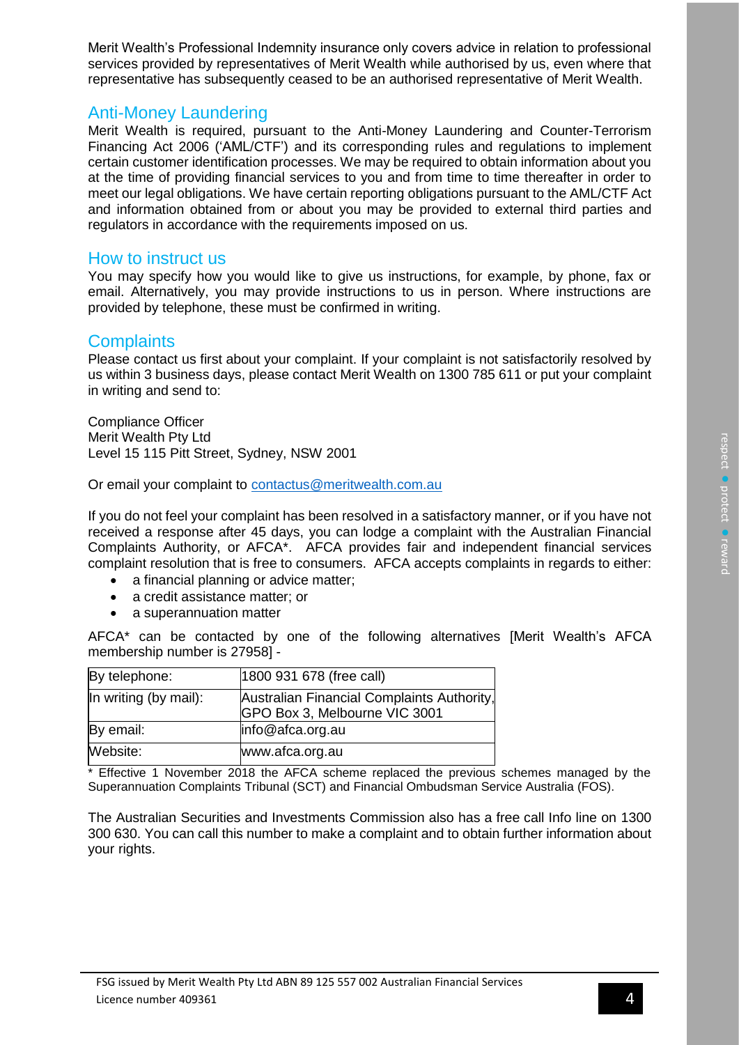Merit Wealth's Professional Indemnity insurance only covers advice in relation to professional services provided by representatives of Merit Wealth while authorised by us, even where that representative has subsequently ceased to be an authorised representative of Merit Wealth.

## Anti-Money Laundering

Merit Wealth is required, pursuant to the Anti-Money Laundering and Counter-Terrorism Financing Act 2006 ('AML/CTF') and its corresponding rules and regulations to implement certain customer identification processes. We may be required to obtain information about you at the time of providing financial services to you and from time to time thereafter in order to meet our legal obligations. We have certain reporting obligations pursuant to the AML/CTF Act and information obtained from or about you may be provided to external third parties and regulators in accordance with the requirements imposed on us.

## How to instruct us

You may specify how you would like to give us instructions, for example, by phone, fax or email. Alternatively, you may provide instructions to us in person. Where instructions are provided by telephone, these must be confirmed in writing.

## Complaints

Please contact us first about your complaint. If your complaint is not satisfactorily resolved by us within 3 business days, please contact Merit Wealth on 1300 785 611 or put your complaint in writing and send to:

Compliance Officer
Merit Wealth Pty Ltd
Level 15 115 Pitt Street, Sydney, NSW 2001

Or email your complaint to contactus@meritwealth.com.au

If you do not feel your complaint has been resolved in a satisfactory manner, or if you have not received a response after 45 days, you can lodge a complaint with the Australian Financial Complaints Authority, or AFCA*. AFCA provides fair and independent financial services complaint resolution that is free to consumers. AFCA accepts complaints in regards to either:

- a financial planning or advice matter;
- a credit assistance matter; or
- a superannuation matter

AFCA* can be contacted by one of the following alternatives [Merit Wealth's AFCA membership number is 27958] -

| | |
|---|---|
| By telephone: | 1800 931 678 (free call) |
| In writing (by mail): | Australian Financial Complaints Authority, GPO Box 3, Melbourne VIC 3001 |
| By email: | info@afca.org.au |
| Website: | www.afca.org.au |

* Effective 1 November 2018 the AFCA scheme replaced the previous schemes managed by the Superannuation Complaints Tribunal (SCT) and Financial Ombudsman Service Australia (FOS).

The Australian Securities and Investments Commission also has a free call Info line on 1300 300 630. You can call this number to make a complaint and to obtain further information about your rights.

FSG issued by Merit Wealth Pty Ltd ABN 89 125 557 002 Australian Financial Services Licence number 409361